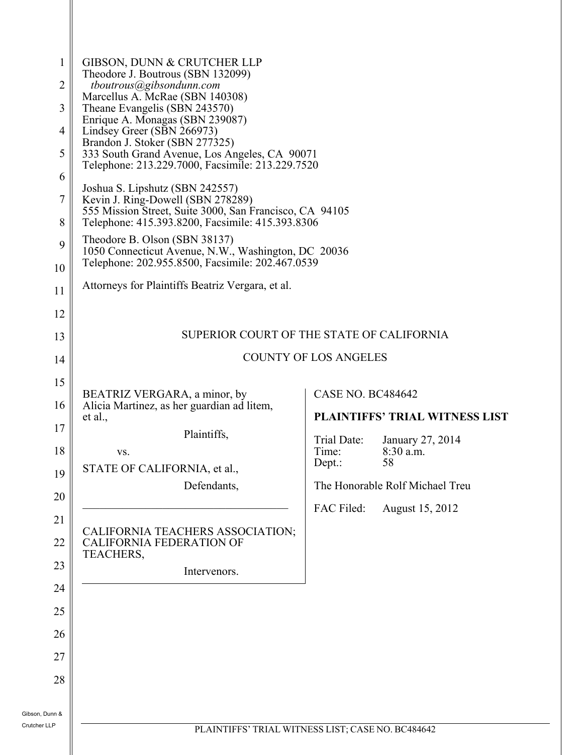GIBSON, DUNN & CRUTCHER LLP
Theodore J. Boutrous (SBN 132099)
*tboutrous@gibsondunn.com*
Marcellus A. McRae (SBN 140308)
Theane Evangelis (SBN 243570)
Enrique A. Monagas (SBN 239087)
Lindsey Greer (SBN 266973)
Brandon J. Stoker (SBN 277325)
333 South Grand Avenue, Los Angeles, CA 90071
Telephone: 213.229.7000, Facsimile: 213.229.7520

Joshua S. Lipshutz (SBN 242557)
Kevin J. Ring-Dowell (SBN 278289)
555 Mission Street, Suite 3000, San Francisco, CA 94105
Telephone: 415.393.8200, Facsimile: 415.393.8306

Theodore B. Olson (SBN 38137)
1050 Connecticut Avenue, N.W., Washington, DC 20036
Telephone: 202.955.8500, Facsimile: 202.467.0539

Attorneys for Plaintiffs Beatriz Vergara, et al.

SUPERIOR COURT OF THE STATE OF CALIFORNIA

COUNTY OF LOS ANGELES

BEATRIZ VERGARA, a minor, by Alicia Martinez, as her guardian ad litem, et al.,

Plaintiffs,

vs.

STATE OF CALIFORNIA, et al.,

Defendants,

---

CALIFORNIA TEACHERS ASSOCIATION; CALIFORNIA FEDERATION OF TEACHERS,

Intervenors.

CASE NO. BC484642

**PLAINTIFFS' TRIAL WITNESS LIST**

Trial Date: January 27, 2014
Time: 8:30 a.m.
Dept.: 58

The Honorable Rolf Michael Treu

FAC Filed: August 15, 2012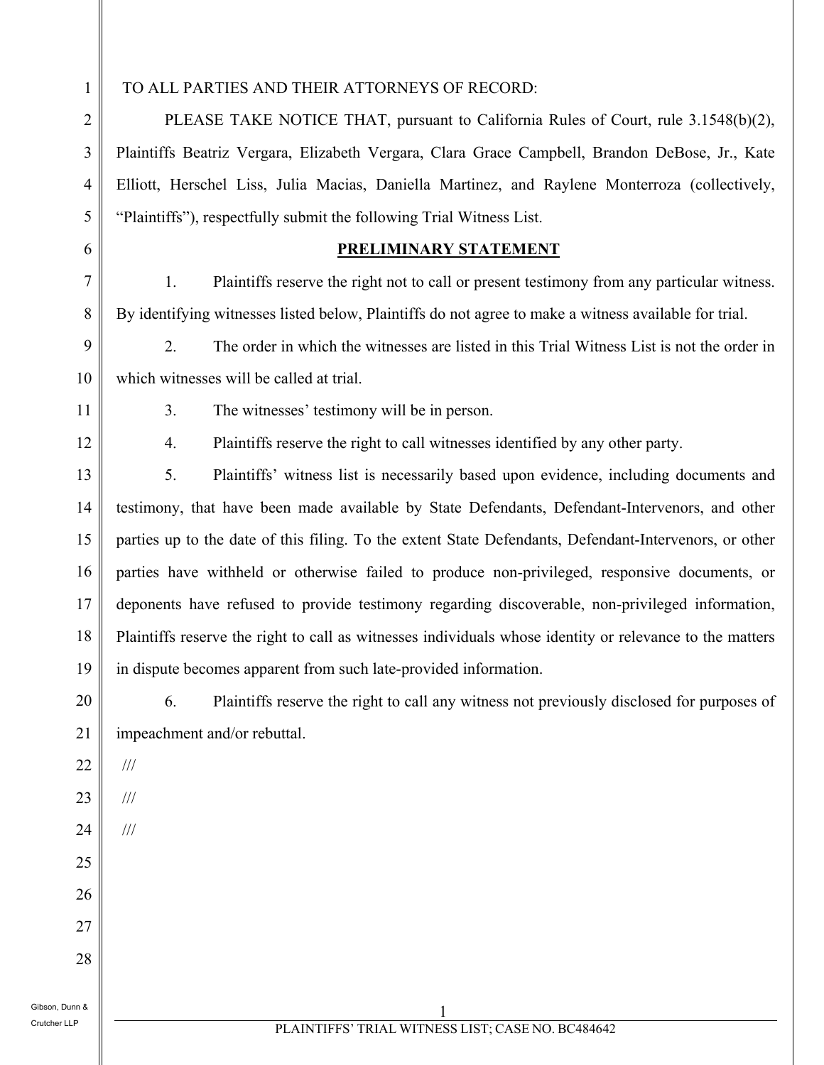TO ALL PARTIES AND THEIR ATTORNEYS OF RECORD:

PLEASE TAKE NOTICE THAT, pursuant to California Rules of Court, rule 3.1548(b)(2), Plaintiffs Beatriz Vergara, Elizabeth Vergara, Clara Grace Campbell, Brandon DeBose, Jr., Kate Elliott, Herschel Liss, Julia Macias, Daniella Martinez, and Raylene Monterroza (collectively, "Plaintiffs"), respectfully submit the following Trial Witness List.

## PRELIMINARY STATEMENT

1. Plaintiffs reserve the right not to call or present testimony from any particular witness. By identifying witnesses listed below, Plaintiffs do not agree to make a witness available for trial.

2. The order in which the witnesses are listed in this Trial Witness List is not the order in which witnesses will be called at trial.

3. The witnesses' testimony will be in person.

4. Plaintiffs reserve the right to call witnesses identified by any other party.

5. Plaintiffs' witness list is necessarily based upon evidence, including documents and testimony, that have been made available by State Defendants, Defendant-Intervenors, and other parties up to the date of this filing. To the extent State Defendants, Defendant-Intervenors, or other parties have withheld or otherwise failed to produce non-privileged, responsive documents, or deponents have refused to provide testimony regarding discoverable, non-privileged information, Plaintiffs reserve the right to call as witnesses individuals whose identity or relevance to the matters in dispute becomes apparent from such late-provided information.

6. Plaintiffs reserve the right to call any witness not previously disclosed for purposes of impeachment and/or rebuttal.

///

///

///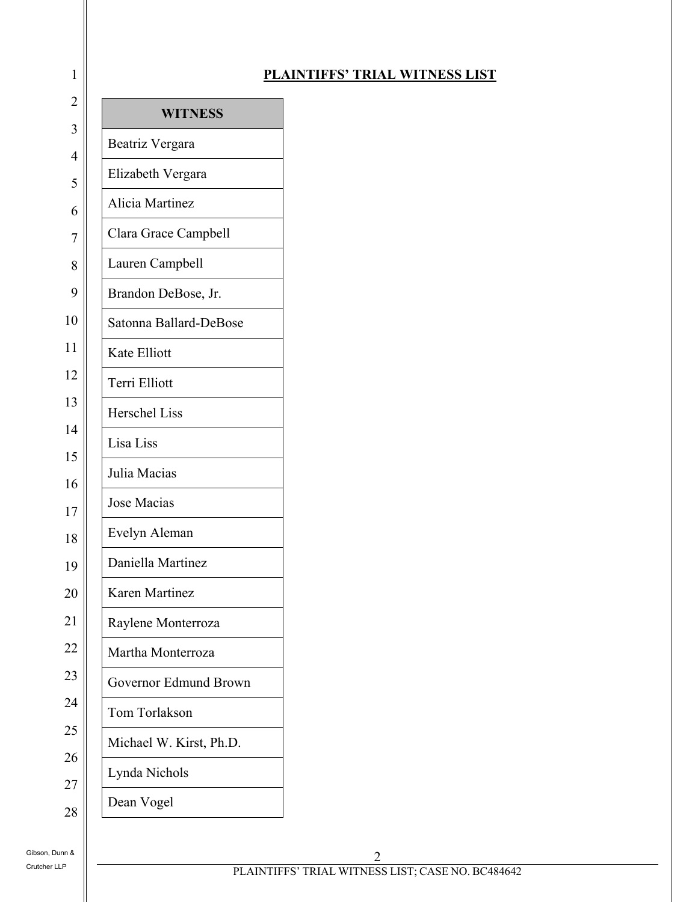**PLAINTIFFS' TRIAL WITNESS LIST**

| WITNESS |
| --- |
| Beatriz Vergara |
| Elizabeth Vergara |
| Alicia Martinez |
| Clara Grace Campbell |
| Lauren Campbell |
| Brandon DeBose, Jr. |
| Satonna Ballard-DeBose |
| Kate Elliott |
| Terri Elliott |
| Herschel Liss |
| Lisa Liss |
| Julia Macias |
| Jose Macias |
| Evelyn Aleman |
| Daniella Martinez |
| Karen Martinez |
| Raylene Monterroza |
| Martha Monterroza |
| Governor Edmund Brown |
| Tom Torlakson |
| Michael W. Kirst, Ph.D. |
| Lynda Nichols |
| Dean Vogel |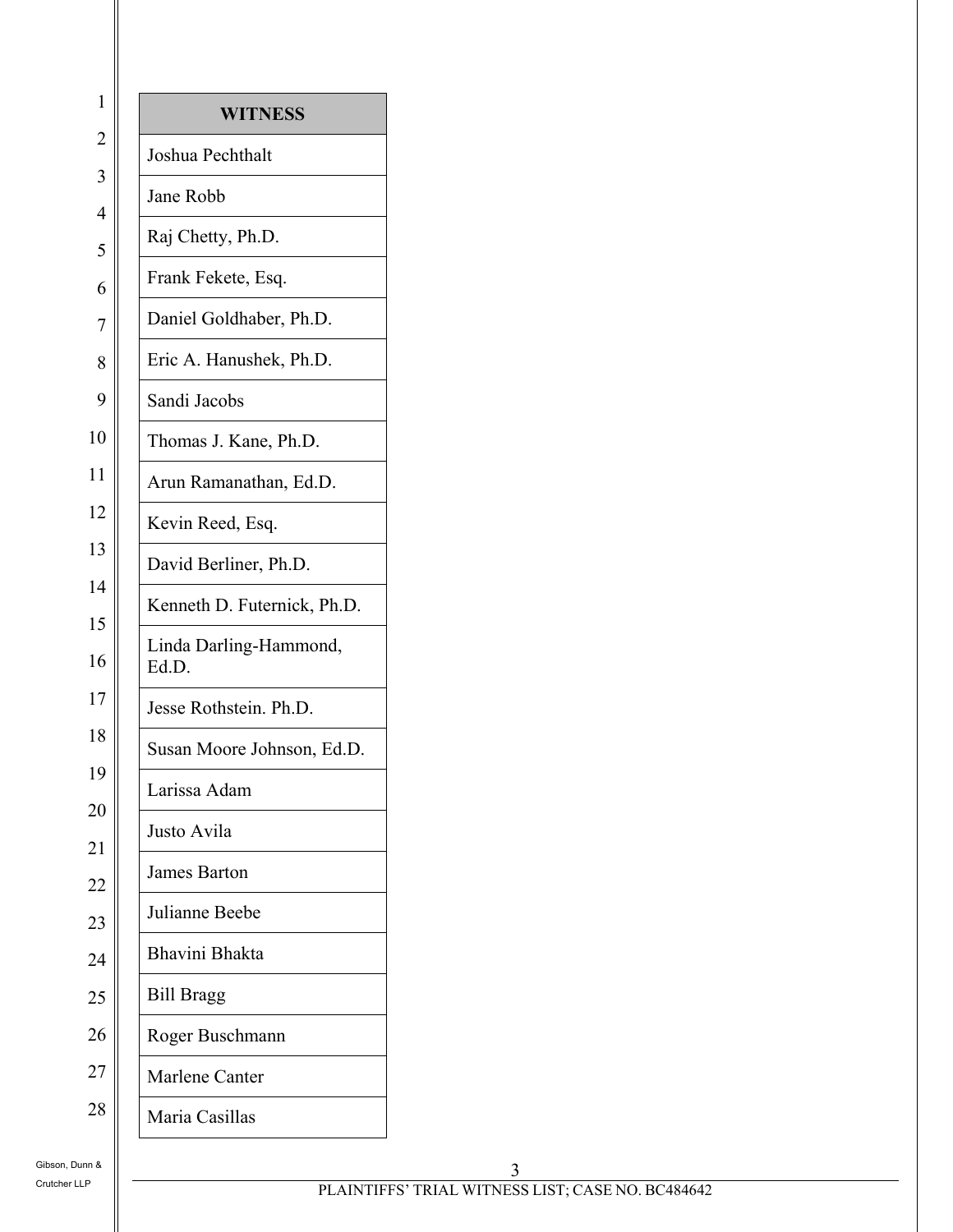| WITNESS |
|---|
| Joshua Pechthalt |
| Jane Robb |
| Raj Chetty, Ph.D. |
| Frank Fekete, Esq. |
| Daniel Goldhaber, Ph.D. |
| Eric A. Hanushek, Ph.D. |
| Sandi Jacobs |
| Thomas J. Kane, Ph.D. |
| Arun Ramanathan, Ed.D. |
| Kevin Reed, Esq. |
| David Berliner, Ph.D. |
| Kenneth D. Futernick, Ph.D. |
| Linda Darling-Hammond, Ed.D. |
| Jesse Rothstein. Ph.D. |
| Susan Moore Johnson, Ed.D. |
| Larissa Adam |
| Justo Avila |
| James Barton |
| Julianne Beebe |
| Bhavini Bhakta |
| Bill Bragg |
| Roger Buschmann |
| Marlene Canter |
| Maria Casillas |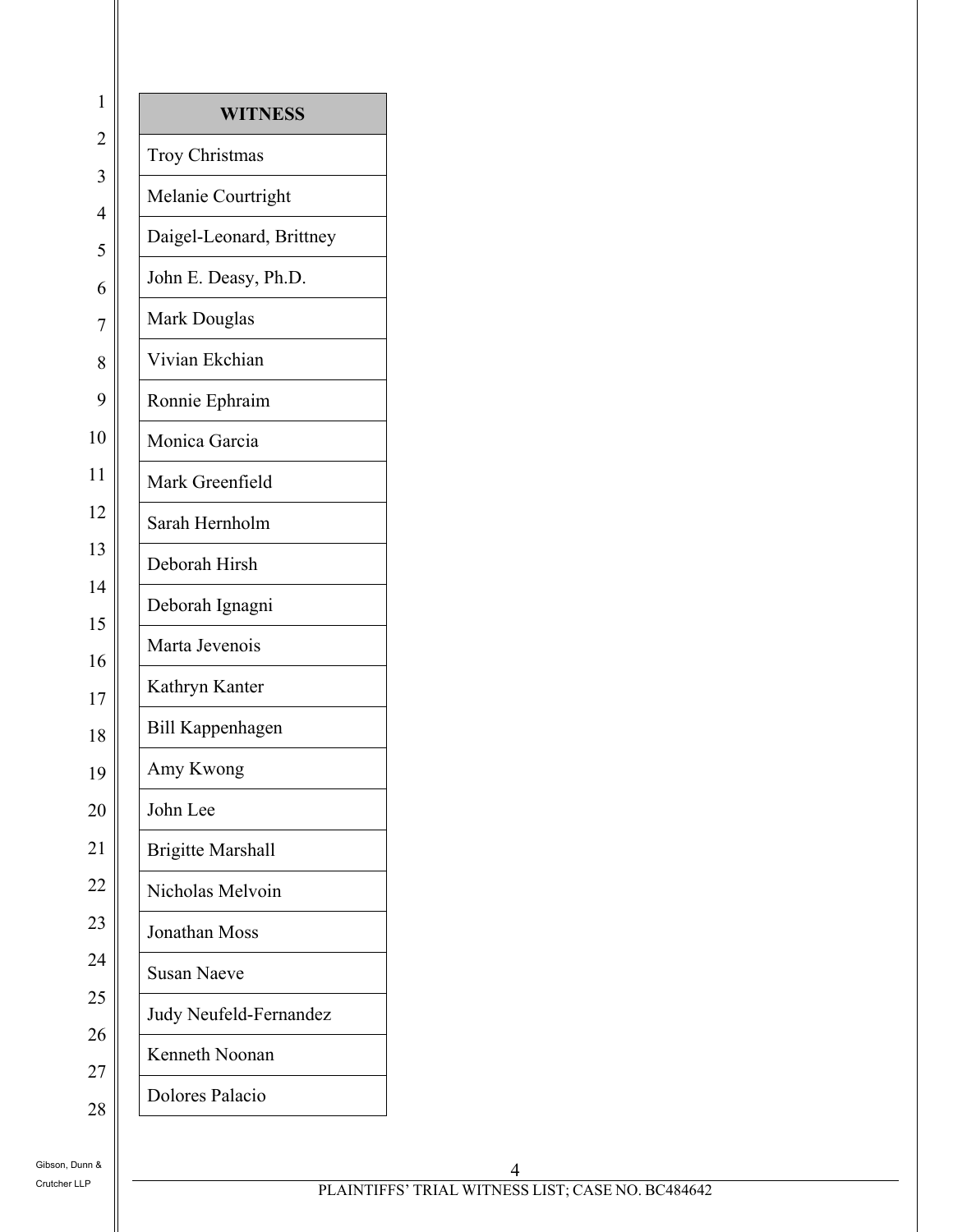| WITNESS |
| --- |
| Troy Christmas |
| Melanie Courtright |
| Daigel-Leonard, Brittney |
| John E. Deasy, Ph.D. |
| Mark Douglas |
| Vivian Ekchian |
| Ronnie Ephraim |
| Monica Garcia |
| Mark Greenfield |
| Sarah Hernholm |
| Deborah Hirsh |
| Deborah Ignagni |
| Marta Jevenois |
| Kathryn Kanter |
| Bill Kappenhagen |
| Amy Kwong |
| John Lee |
| Brigitte Marshall |
| Nicholas Melvoin |
| Jonathan Moss |
| Susan Naeve |
| Judy Neufeld-Fernandez |
| Kenneth Noonan |
| Dolores Palacio |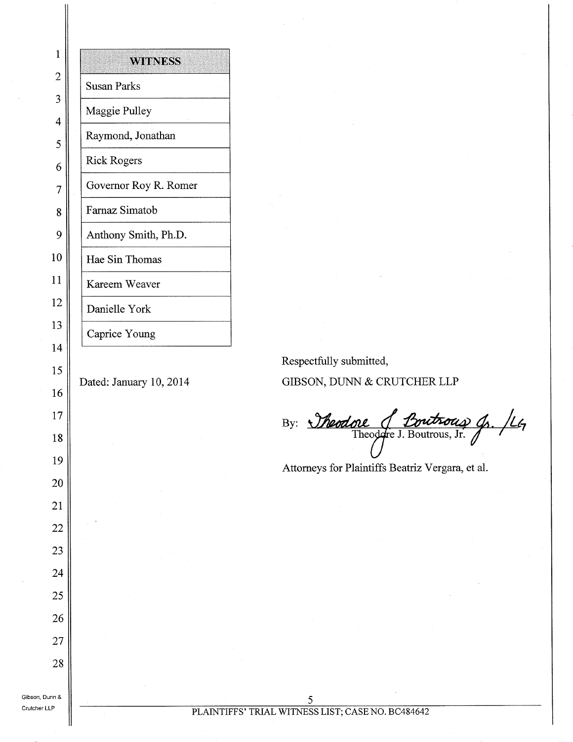| WITNESS |
| --- |
| Susan Parks |
| Maggie Pulley |
| Raymond, Jonathan |
| Rick Rogers |
| Governor Roy R. Romer |
| Farnaz Simatob |
| Anthony Smith, Ph.D. |
| Hae Sin Thomas |
| Kareem Weaver |
| Danielle York |
| Caprice Young |

Dated: January 10, 2014

Respectfully submitted,

GIBSON, DUNN & CRUTCHER LLP

By: Theodore J. Boutrous, Jr. /LG
Theodore J. Boutrous, Jr.

Attorneys for Plaintiffs Beatriz Vergara, et al.